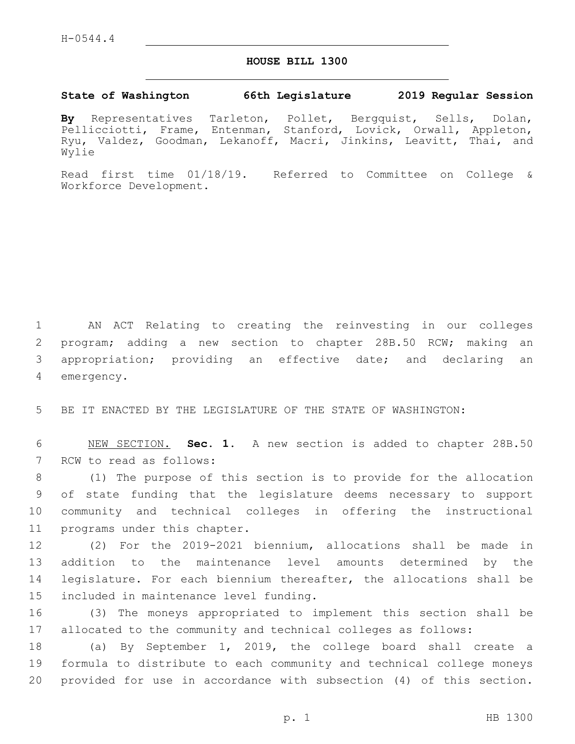H-0544.4

# HOUSE BILL 1300

**State of Washington 66th Legislature 2019 Regular Session**

**By** Representatives Tarleton, Pollet, Bergquist, Sells, Dolan, Pellicciotti, Frame, Entenman, Stanford, Lovick, Orwall, Appleton, Ryu, Valdez, Goodman, Lekanoff, Macri, Jinkins, Leavitt, Thai, and Wylie

Read first time 01/18/19. Referred to Committee on College & Workforce Development.

AN ACT Relating to creating the reinvesting in our colleges program; adding a new section to chapter 28B.50 RCW; making an appropriation; providing an effective date; and declaring an emergency.

BE IT ENACTED BY THE LEGISLATURE OF THE STATE OF WASHINGTON:

NEW SECTION. **Sec. 1.** A new section is added to chapter 28B.50 RCW to read as follows:

(1) The purpose of this section is to provide for the allocation of state funding that the legislature deems necessary to support community and technical colleges in offering the instructional programs under this chapter.

(2) For the 2019-2021 biennium, allocations shall be made in addition to the maintenance level amounts determined by the legislature. For each biennium thereafter, the allocations shall be included in maintenance level funding.

(3) The moneys appropriated to implement this section shall be allocated to the community and technical colleges as follows:

(a) By September 1, 2019, the college board shall create a formula to distribute to each community and technical college moneys provided for use in accordance with subsection (4) of this section.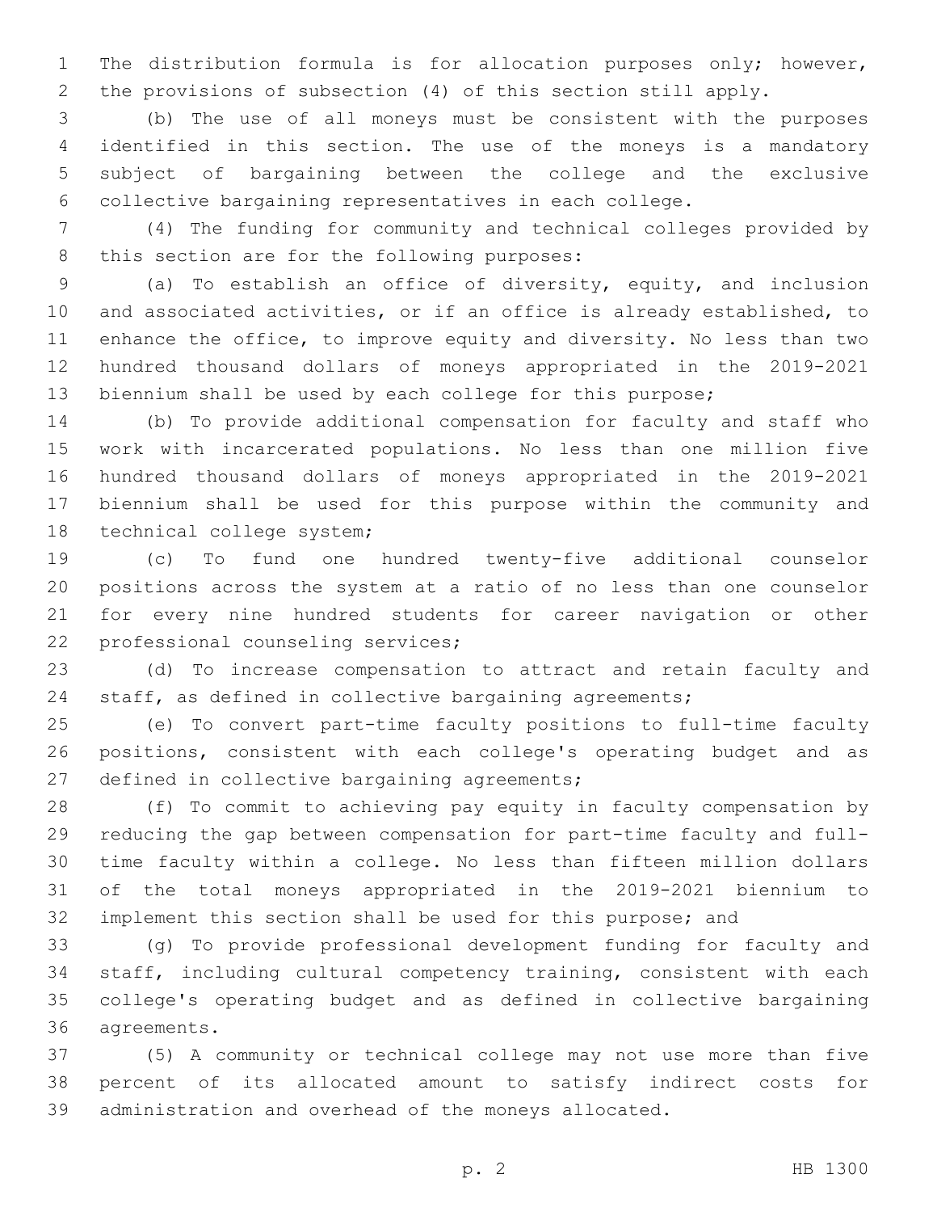The distribution formula is for allocation purposes only; however, the provisions of subsection (4) of this section still apply.

(b) The use of all moneys must be consistent with the purposes identified in this section. The use of the moneys is a mandatory subject of bargaining between the college and the exclusive collective bargaining representatives in each college.

(4) The funding for community and technical colleges provided by this section are for the following purposes:

(a) To establish an office of diversity, equity, and inclusion and associated activities, or if an office is already established, to enhance the office, to improve equity and diversity. No less than two hundred thousand dollars of moneys appropriated in the 2019-2021 biennium shall be used by each college for this purpose;

(b) To provide additional compensation for faculty and staff who work with incarcerated populations. No less than one million five hundred thousand dollars of moneys appropriated in the 2019-2021 biennium shall be used for this purpose within the community and technical college system;

(c) To fund one hundred twenty-five additional counselor positions across the system at a ratio of no less than one counselor for every nine hundred students for career navigation or other professional counseling services;

(d) To increase compensation to attract and retain faculty and staff, as defined in collective bargaining agreements;

(e) To convert part-time faculty positions to full-time faculty positions, consistent with each college's operating budget and as defined in collective bargaining agreements;

(f) To commit to achieving pay equity in faculty compensation by reducing the gap between compensation for part-time faculty and full-time faculty within a college. No less than fifteen million dollars of the total moneys appropriated in the 2019-2021 biennium to implement this section shall be used for this purpose; and

(g) To provide professional development funding for faculty and staff, including cultural competency training, consistent with each college's operating budget and as defined in collective bargaining agreements.

(5) A community or technical college may not use more than five percent of its allocated amount to satisfy indirect costs for administration and overhead of the moneys allocated.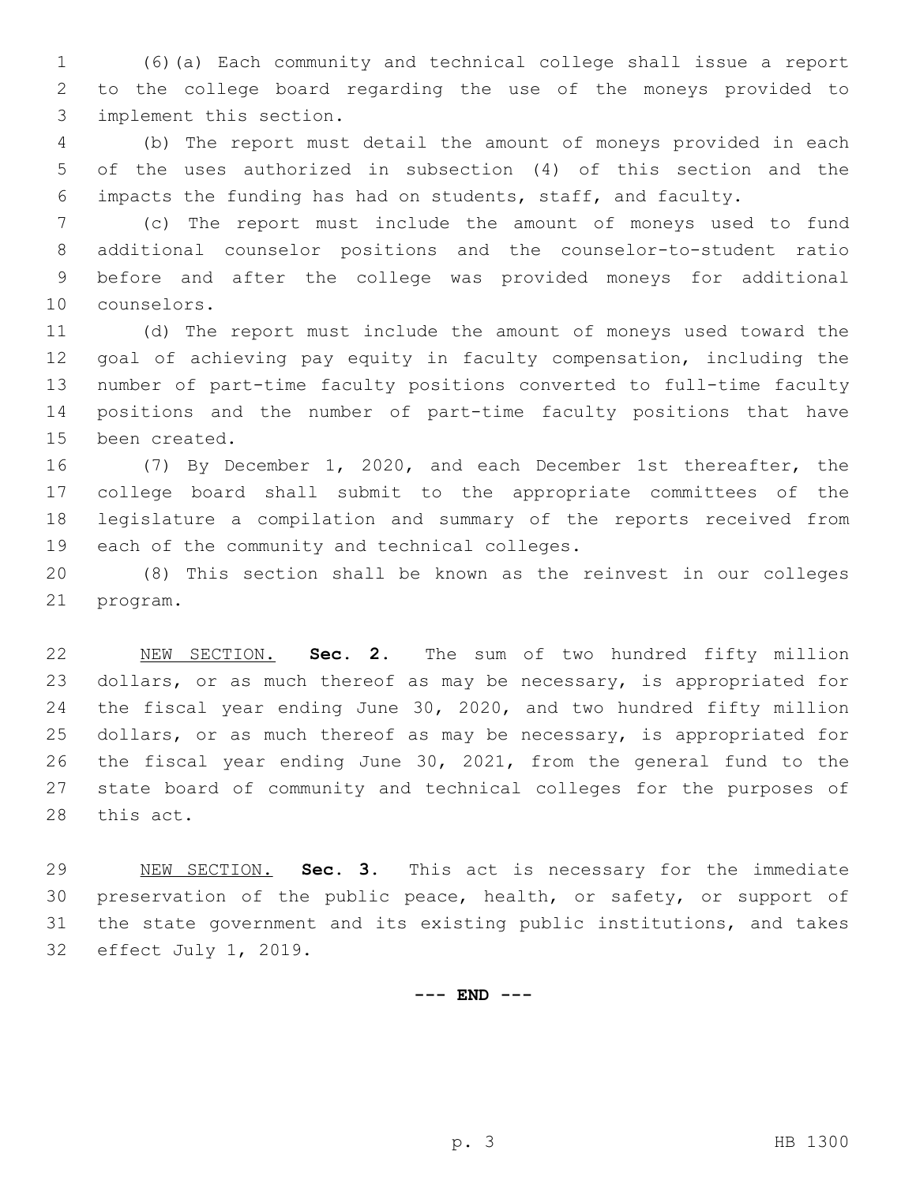(6)(a) Each community and technical college shall issue a report to the college board regarding the use of the moneys provided to implement this section.

(b) The report must detail the amount of moneys provided in each of the uses authorized in subsection (4) of this section and the impacts the funding has had on students, staff, and faculty.

(c) The report must include the amount of moneys used to fund additional counselor positions and the counselor-to-student ratio before and after the college was provided moneys for additional counselors.

(d) The report must include the amount of moneys used toward the goal of achieving pay equity in faculty compensation, including the number of part-time faculty positions converted to full-time faculty positions and the number of part-time faculty positions that have been created.

(7) By December 1, 2020, and each December 1st thereafter, the college board shall submit to the appropriate committees of the legislature a compilation and summary of the reports received from each of the community and technical colleges.

(8) This section shall be known as the reinvest in our colleges program.

NEW SECTION. **Sec. 2.** The sum of two hundred fifty million dollars, or as much thereof as may be necessary, is appropriated for the fiscal year ending June 30, 2020, and two hundred fifty million dollars, or as much thereof as may be necessary, is appropriated for the fiscal year ending June 30, 2021, from the general fund to the state board of community and technical colleges for the purposes of this act.

NEW SECTION. **Sec. 3.** This act is necessary for the immediate preservation of the public peace, health, or safety, or support of the state government and its existing public institutions, and takes effect July 1, 2019.

**--- END ---**